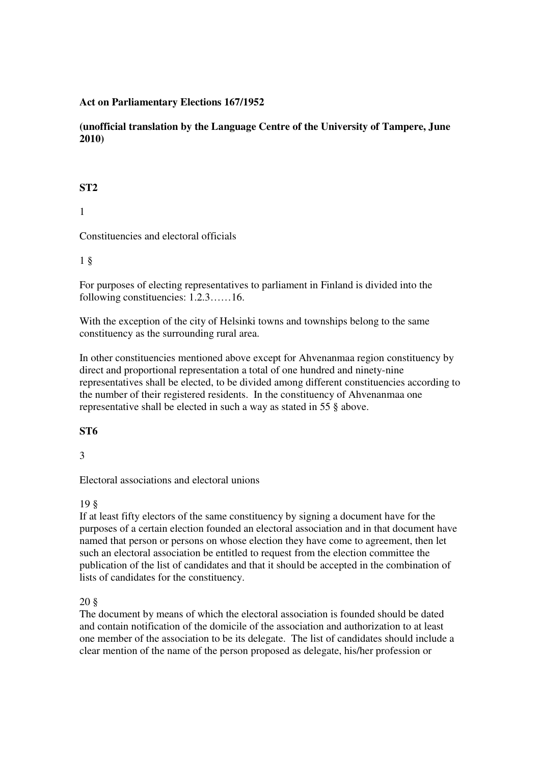**Act on Parliamentary Elections 167/1952**

**(unofficial translation by the Language Centre of the University of Tampere, June 2010)**

**ST2**

1

Constituencies and electoral officials

1 §

For purposes of electing representatives to parliament in Finland is divided into the following constituencies: 1.2.3……16.

With the exception of the city of Helsinki towns and townships belong to the same constituency as the surrounding rural area.

In other constituencies mentioned above except for Ahvenanmaa region constituency by direct and proportional representation a total of one hundred and ninety-nine representatives shall be elected, to be divided among different constituencies according to the number of their registered residents. In the constituency of Ahvenanmaa one representative shall be elected in such a way as stated in 55 § above.

**ST6**

3

Electoral associations and electoral unions

19 §

If at least fifty electors of the same constituency by signing a document have for the purposes of a certain election founded an electoral association and in that document have named that person or persons on whose election they have come to agreement, then let such an electoral association be entitled to request from the election committee the publication of the list of candidates and that it should be accepted in the combination of lists of candidates for the constituency.

20 §

The document by means of which the electoral association is founded should be dated and contain notification of the domicile of the association and authorization to at least one member of the association to be its delegate. The list of candidates should include a clear mention of the name of the person proposed as delegate, his/her profession or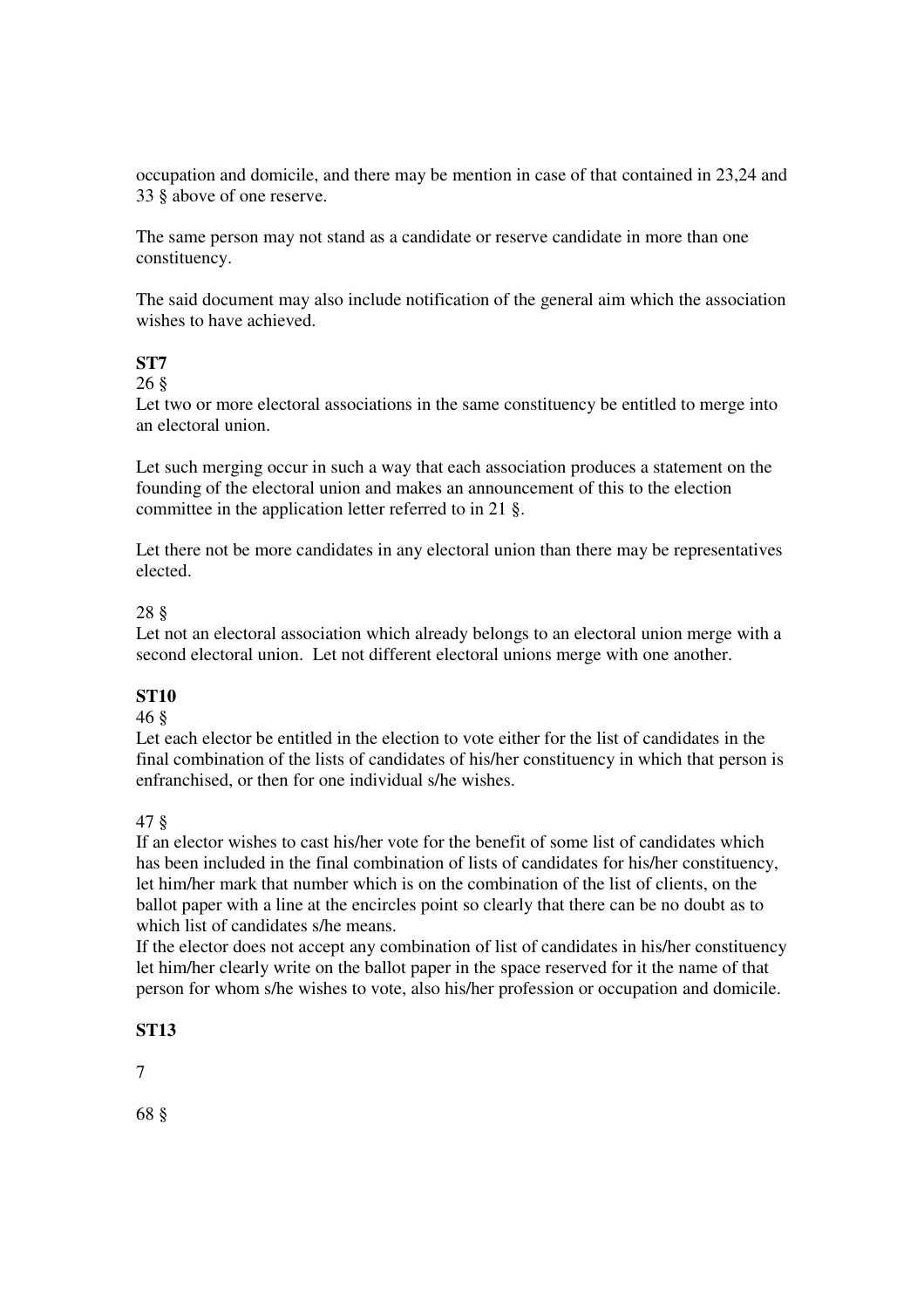occupation and domicile, and there may be mention in case of that contained in 23,24 and 33 § above of one reserve.

The same person may not stand as a candidate or reserve candidate in more than one constituency.

The said document may also include notification of the general aim which the association wishes to have achieved.

**ST7**

26 §

Let two or more electoral associations in the same constituency be entitled to merge into an electoral union.

Let such merging occur in such a way that each association produces a statement on the founding of the electoral union and makes an announcement of this to the election committee in the application letter referred to in 21 §.

Let there not be more candidates in any electoral union than there may be representatives elected.

28 §

Let not an electoral association which already belongs to an electoral union merge with a second electoral union. Let not different electoral unions merge with one another.

**ST10**

46 §

Let each elector be entitled in the election to vote either for the list of candidates in the final combination of the lists of candidates of his/her constituency in which that person is enfranchised, or then for one individual s/he wishes.

47 §

If an elector wishes to cast his/her vote for the benefit of some list of candidates which has been included in the final combination of lists of candidates for his/her constituency, let him/her mark that number which is on the combination of the list of clients, on the ballot paper with a line at the encircles point so clearly that there can be no doubt as to which list of candidates s/he means.

If the elector does not accept any combination of list of candidates in his/her constituency let him/her clearly write on the ballot paper in the space reserved for it the name of that person for whom s/he wishes to vote, also his/her profession or occupation and domicile.

**ST13**

68 §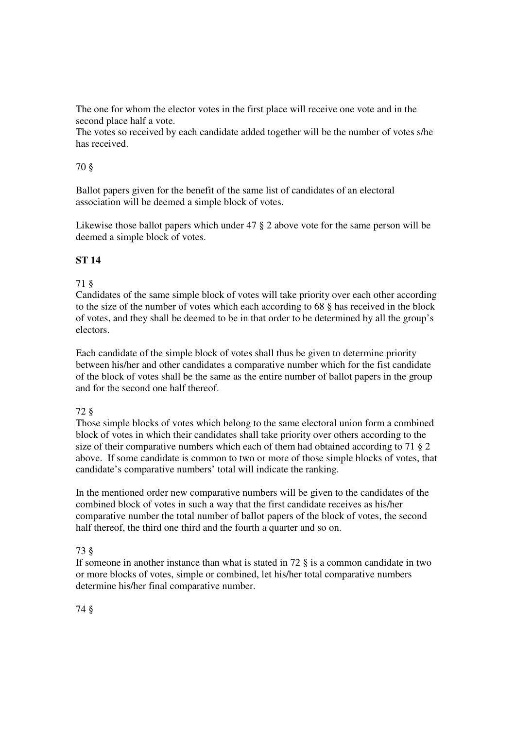The one for whom the elector votes in the first place will receive one vote and in the second place half a vote.
The votes so received by each candidate added together will be the number of votes s/he has received.

70 §

Ballot papers given for the benefit of the same list of candidates of an electoral association will be deemed a simple block of votes.

Likewise those ballot papers which under 47 § 2 above vote for the same person will be deemed a simple block of votes.

**ST 14**

71 §
Candidates of the same simple block of votes will take priority over each other according to the size of the number of votes which each according to 68 § has received in the block of votes, and they shall be deemed to be in that order to be determined by all the group's electors.

Each candidate of the simple block of votes shall thus be given to determine priority between his/her and other candidates a comparative number which for the fist candidate of the block of votes shall be the same as the entire number of ballot papers in the group and for the second one half thereof.

72 §
Those simple blocks of votes which belong to the same electoral union form a combined block of votes in which their candidates shall take priority over others according to the size of their comparative numbers which each of them had obtained according to 71 § 2 above. If some candidate is common to two or more of those simple blocks of votes, that candidate's comparative numbers' total will indicate the ranking.

In the mentioned order new comparative numbers will be given to the candidates of the combined block of votes in such a way that the first candidate receives as his/her comparative number the total number of ballot papers of the block of votes, the second half thereof, the third one third and the fourth a quarter and so on.

73 §
If someone in another instance than what is stated in 72 § is a common candidate in two or more blocks of votes, simple or combined, let his/her total comparative numbers determine his/her final comparative number.

74 §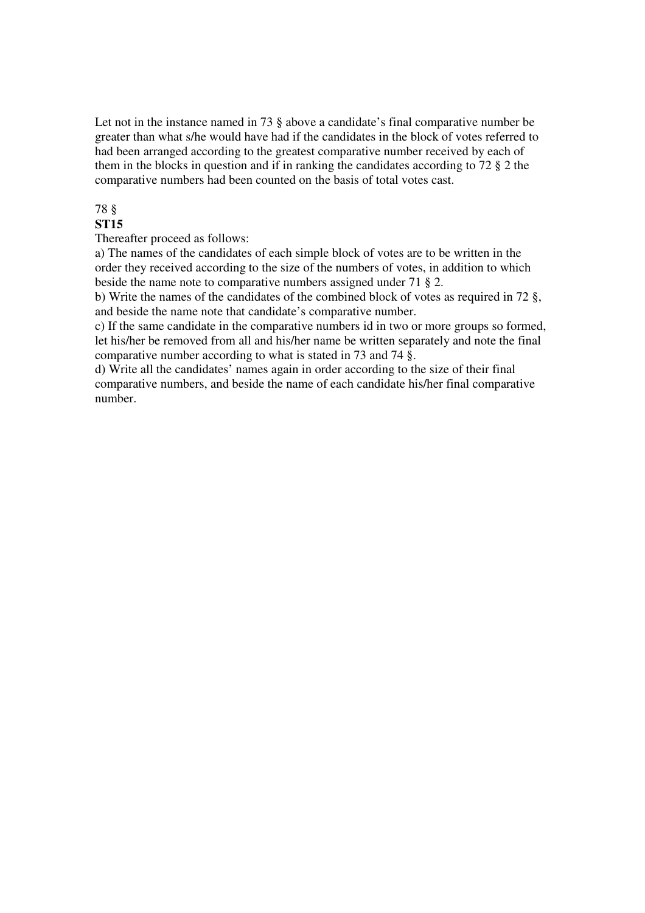Let not in the instance named in 73 § above a candidate's final comparative number be greater than what s/he would have had if the candidates in the block of votes referred to had been arranged according to the greatest comparative number received by each of them in the blocks in question and if in ranking the candidates according to 72 § 2 the comparative numbers had been counted on the basis of total votes cast.

78 §

**ST15**

Thereafter proceed as follows:

a) The names of the candidates of each simple block of votes are to be written in the order they received according to the size of the numbers of votes, in addition to which beside the name note to comparative numbers assigned under 71 § 2.

b) Write the names of the candidates of the combined block of votes as required in 72 §, and beside the name note that candidate's comparative number.

c) If the same candidate in the comparative numbers id in two or more groups so formed, let his/her be removed from all and his/her name be written separately and note the final comparative number according to what is stated in 73 and 74 §.

d) Write all the candidates' names again in order according to the size of their final comparative numbers, and beside the name of each candidate his/her final comparative number.